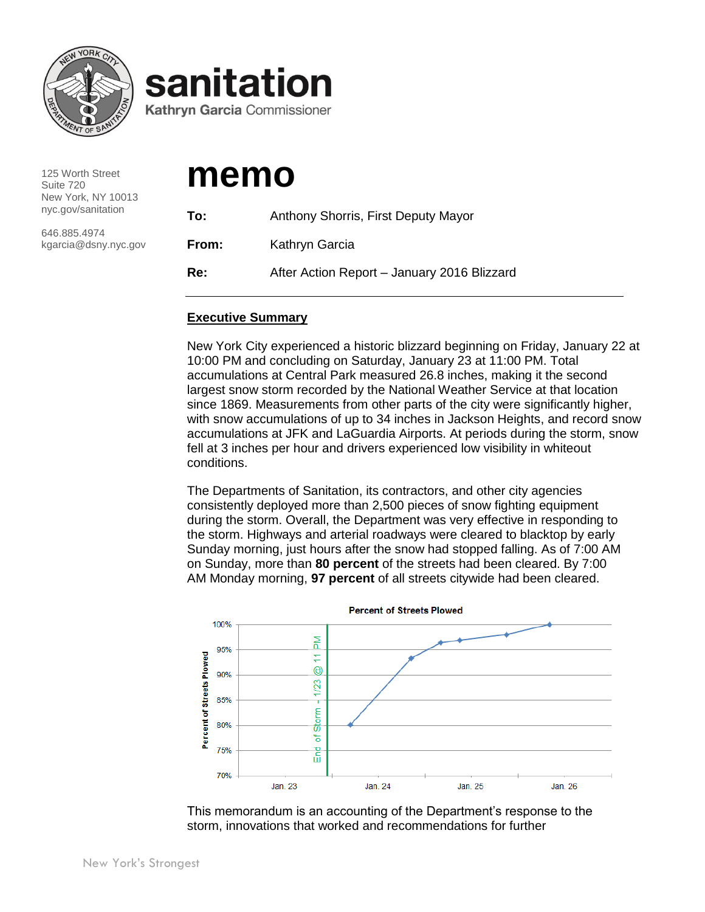**sanitation**
**Kathryn Garcia** Commissioner

125 Worth Street
Suite 720
New York, NY 10013
nyc.gov/sanitation

646.885.4974
kgarcia@dsny.nyc.gov

# memo

| | |
|---|---|
| **To:** | Anthony Shorris, First Deputy Mayor |
| **From:** | Kathryn Garcia |
| **Re:** | After Action Report – January 2016 Blizzard |

## Executive Summary

New York City experienced a historic blizzard beginning on Friday, January 22 at 10:00 PM and concluding on Saturday, January 23 at 11:00 PM. Total accumulations at Central Park measured 26.8 inches, making it the second largest snow storm recorded by the National Weather Service at that location since 1869. Measurements from other parts of the city were significantly higher, with snow accumulations of up to 34 inches in Jackson Heights, and record snow accumulations at JFK and LaGuardia Airports. At periods during the storm, snow fell at 3 inches per hour and drivers experienced low visibility in whiteout conditions.

The Departments of Sanitation, its contractors, and other city agencies consistently deployed more than 2,500 pieces of snow fighting equipment during the storm. Overall, the Department was very effective in responding to the storm. Highways and arterial roadways were cleared to blacktop by early Sunday morning, just hours after the snow had stopped falling. As of 7:00 AM on Sunday, more than **80 percent** of the streets had been cleared. By 7:00 AM Monday morning, **97 percent** of all streets citywide had been cleared.

**Percent of Streets Plowed**

This memorandum is an accounting of the Department's response to the storm, innovations that worked and recommendations for further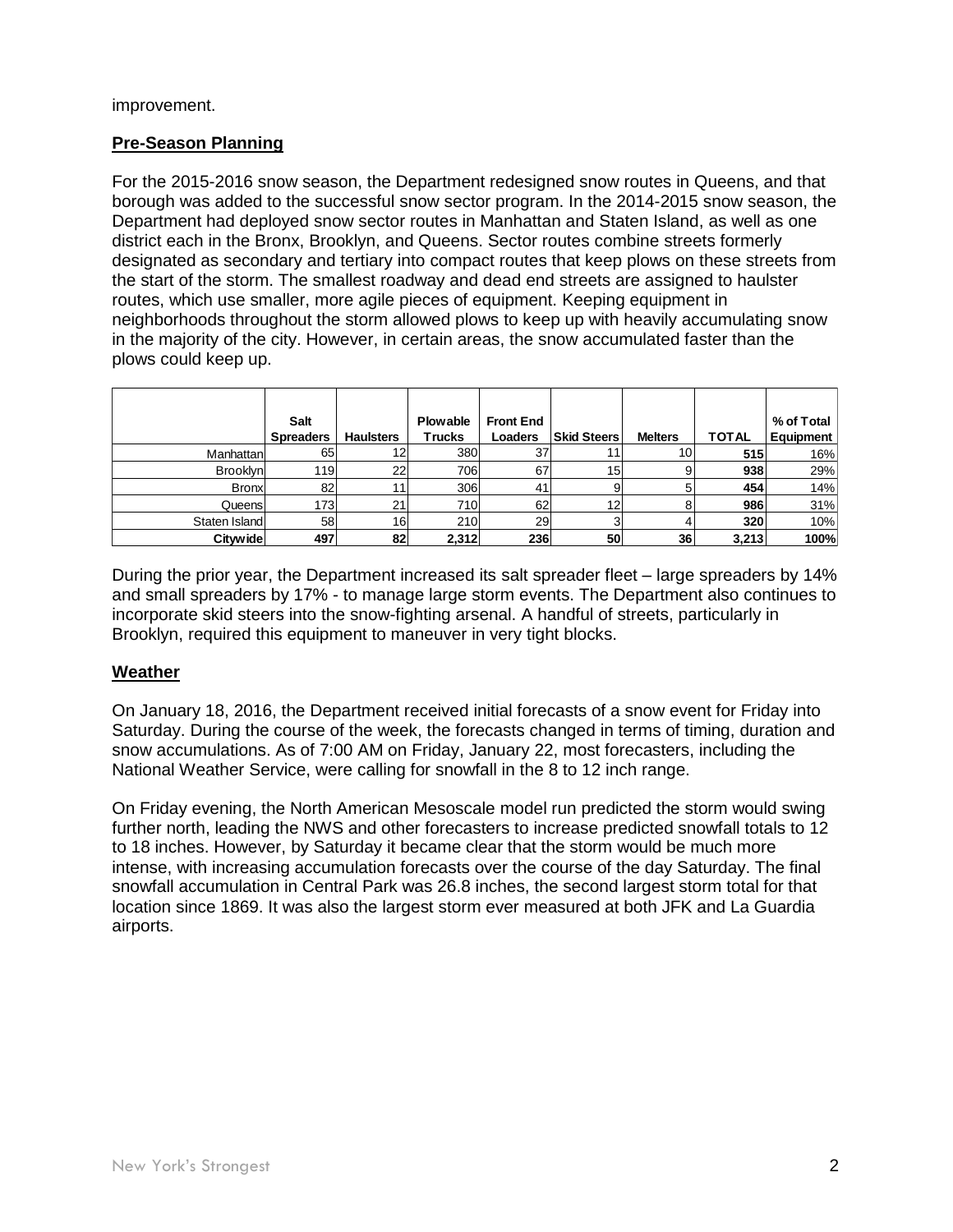improvement.

## Pre-Season Planning

For the 2015-2016 snow season, the Department redesigned snow routes in Queens, and that borough was added to the successful snow sector program. In the 2014-2015 snow season, the Department had deployed snow sector routes in Manhattan and Staten Island, as well as one district each in the Bronx, Brooklyn, and Queens. Sector routes combine streets formerly designated as secondary and tertiary into compact routes that keep plows on these streets from the start of the storm. The smallest roadway and dead end streets are assigned to haulster routes, which use smaller, more agile pieces of equipment. Keeping equipment in neighborhoods throughout the storm allowed plows to keep up with heavily accumulating snow in the majority of the city. However, in certain areas, the snow accumulated faster than the plows could keep up.

| | Salt Spreaders | Haulsters | Plowable Trucks | Front End Loaders | Skid Steers | Melters | TOTAL | % of Total Equipment |
|---|---|---|---|---|---|---|---|---|
| Manhattan | 65 | 12 | 380 | 37 | 11 | 10 | **515** | 16% |
| Brooklyn | 119 | 22 | 706 | 67 | 15 | 9 | **938** | 29% |
| Bronx | 82 | 11 | 306 | 41 | 9 | 5 | **454** | 14% |
| Queens | 173 | 21 | 710 | 62 | 12 | 8 | **986** | 31% |
| Staten Island | 58 | 16 | 210 | 29 | 3 | 4 | **320** | 10% |
| **Citywide** | **497** | **82** | **2,312** | **236** | **50** | **36** | **3,213** | **100%** |

During the prior year, the Department increased its salt spreader fleet – large spreaders by 14% and small spreaders by 17% - to manage large storm events. The Department also continues to incorporate skid steers into the snow-fighting arsenal. A handful of streets, particularly in Brooklyn, required this equipment to maneuver in very tight blocks.

## Weather

On January 18, 2016, the Department received initial forecasts of a snow event for Friday into Saturday. During the course of the week, the forecasts changed in terms of timing, duration and snow accumulations. As of 7:00 AM on Friday, January 22, most forecasters, including the National Weather Service, were calling for snowfall in the 8 to 12 inch range.

On Friday evening, the North American Mesoscale model run predicted the storm would swing further north, leading the NWS and other forecasters to increase predicted snowfall totals to 12 to 18 inches. However, by Saturday it became clear that the storm would be much more intense, with increasing accumulation forecasts over the course of the day Saturday. The final snowfall accumulation in Central Park was 26.8 inches, the second largest storm total for that location since 1869. It was also the largest storm ever measured at both JFK and La Guardia airports.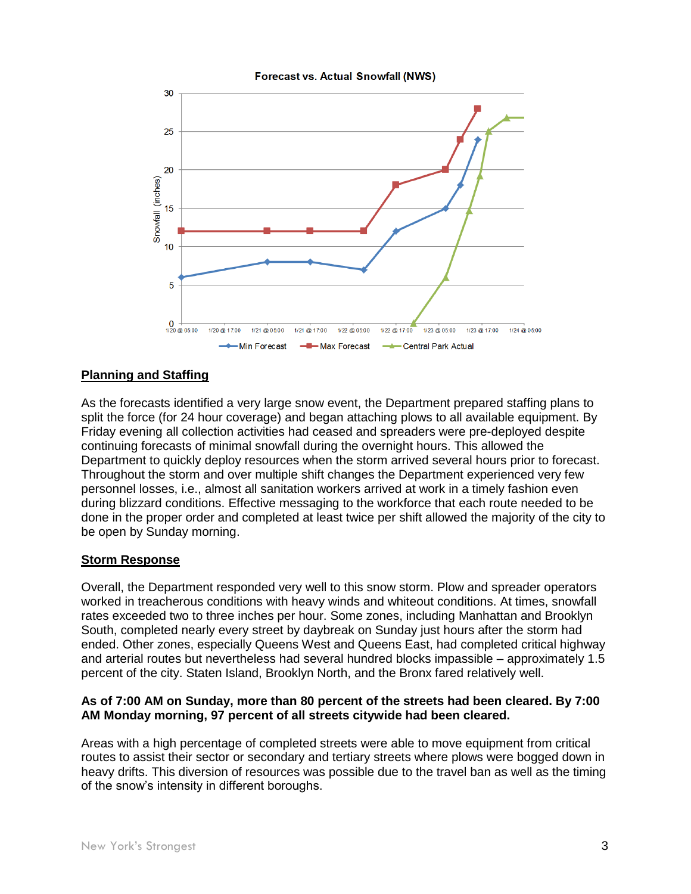Forecast vs. Actual Snowfall (NWS)

## Planning and Staffing

As the forecasts identified a very large snow event, the Department prepared staffing plans to split the force (for 24 hour coverage) and began attaching plows to all available equipment. By Friday evening all collection activities had ceased and spreaders were pre-deployed despite continuing forecasts of minimal snowfall during the overnight hours. This allowed the Department to quickly deploy resources when the storm arrived several hours prior to forecast. Throughout the storm and over multiple shift changes the Department experienced very few personnel losses, i.e., almost all sanitation workers arrived at work in a timely fashion even during blizzard conditions. Effective messaging to the workforce that each route needed to be done in the proper order and completed at least twice per shift allowed the majority of the city to be open by Sunday morning.

## Storm Response

Overall, the Department responded very well to this snow storm. Plow and spreader operators worked in treacherous conditions with heavy winds and whiteout conditions. At times, snowfall rates exceeded two to three inches per hour. Some zones, including Manhattan and Brooklyn South, completed nearly every street by daybreak on Sunday just hours after the storm had ended. Other zones, especially Queens West and Queens East, had completed critical highway and arterial routes but nevertheless had several hundred blocks impassible – approximately 1.5 percent of the city. Staten Island, Brooklyn North, and the Bronx fared relatively well.

**As of 7:00 AM on Sunday, more than 80 percent of the streets had been cleared. By 7:00 AM Monday morning, 97 percent of all streets citywide had been cleared.**

Areas with a high percentage of completed streets were able to move equipment from critical routes to assist their sector or secondary and tertiary streets where plows were bogged down in heavy drifts. This diversion of resources was possible due to the travel ban as well as the timing of the snow's intensity in different boroughs.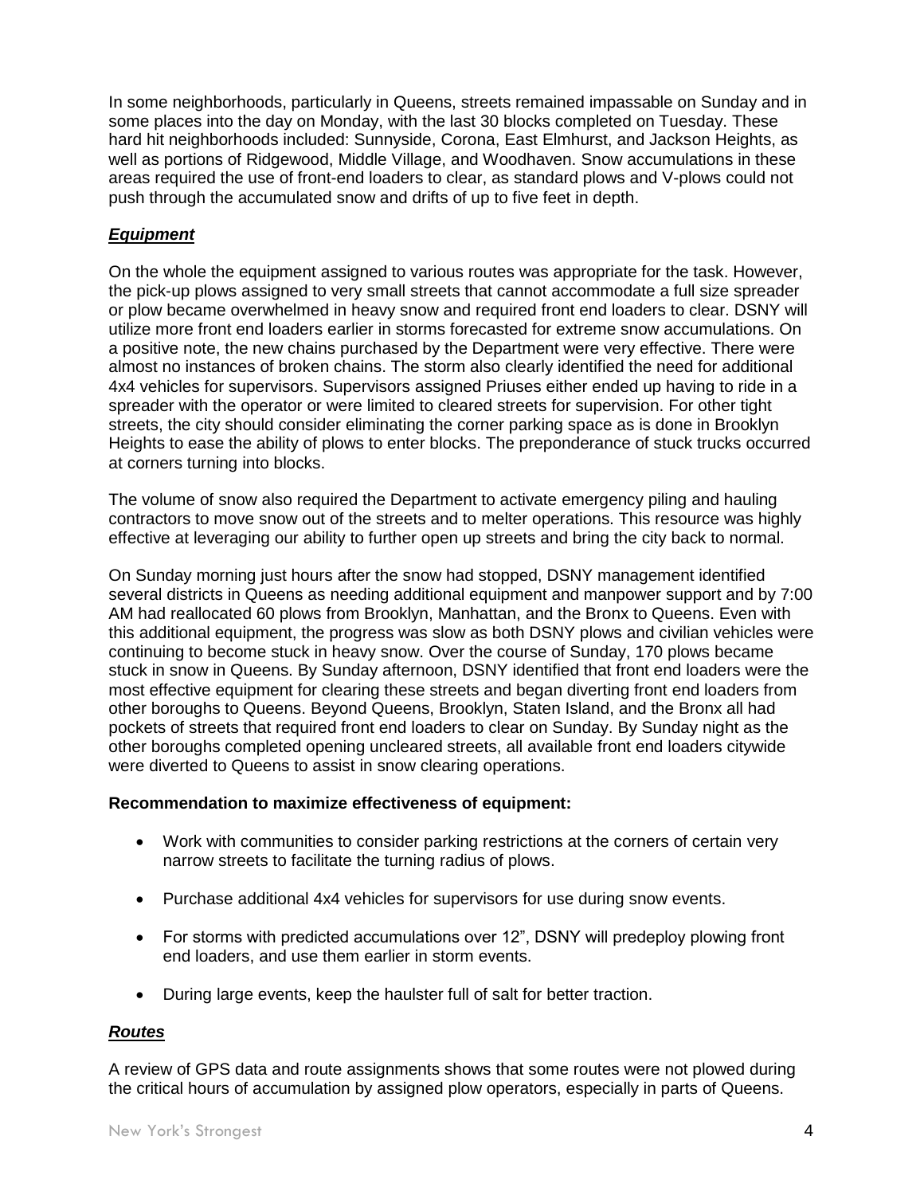In some neighborhoods, particularly in Queens, streets remained impassable on Sunday and in some places into the day on Monday, with the last 30 blocks completed on Tuesday. These hard hit neighborhoods included: Sunnyside, Corona, East Elmhurst, and Jackson Heights, as well as portions of Ridgewood, Middle Village, and Woodhaven. Snow accumulations in these areas required the use of front-end loaders to clear, as standard plows and V-plows could not push through the accumulated snow and drifts of up to five feet in depth.

### ***Equipment***

On the whole the equipment assigned to various routes was appropriate for the task. However, the pick-up plows assigned to very small streets that cannot accommodate a full size spreader or plow became overwhelmed in heavy snow and required front end loaders to clear. DSNY will utilize more front end loaders earlier in storms forecasted for extreme snow accumulations. On a positive note, the new chains purchased by the Department were very effective. There were almost no instances of broken chains. The storm also clearly identified the need for additional 4x4 vehicles for supervisors. Supervisors assigned Priuses either ended up having to ride in a spreader with the operator or were limited to cleared streets for supervision. For other tight streets, the city should consider eliminating the corner parking space as is done in Brooklyn Heights to ease the ability of plows to enter blocks. The preponderance of stuck trucks occurred at corners turning into blocks.

The volume of snow also required the Department to activate emergency piling and hauling contractors to move snow out of the streets and to melter operations. This resource was highly effective at leveraging our ability to further open up streets and bring the city back to normal.

On Sunday morning just hours after the snow had stopped, DSNY management identified several districts in Queens as needing additional equipment and manpower support and by 7:00 AM had reallocated 60 plows from Brooklyn, Manhattan, and the Bronx to Queens. Even with this additional equipment, the progress was slow as both DSNY plows and civilian vehicles were continuing to become stuck in heavy snow. Over the course of Sunday, 170 plows became stuck in snow in Queens. By Sunday afternoon, DSNY identified that front end loaders were the most effective equipment for clearing these streets and began diverting front end loaders from other boroughs to Queens. Beyond Queens, Brooklyn, Staten Island, and the Bronx all had pockets of streets that required front end loaders to clear on Sunday. By Sunday night as the other boroughs completed opening uncleared streets, all available front end loaders citywide were diverted to Queens to assist in snow clearing operations.

**Recommendation to maximize effectiveness of equipment:**

- Work with communities to consider parking restrictions at the corners of certain very narrow streets to facilitate the turning radius of plows.
- Purchase additional 4x4 vehicles for supervisors for use during snow events.
- For storms with predicted accumulations over 12", DSNY will predeploy plowing front end loaders, and use them earlier in storm events.
- During large events, keep the haulster full of salt for better traction.

### ***Routes***

A review of GPS data and route assignments shows that some routes were not plowed during the critical hours of accumulation by assigned plow operators, especially in parts of Queens.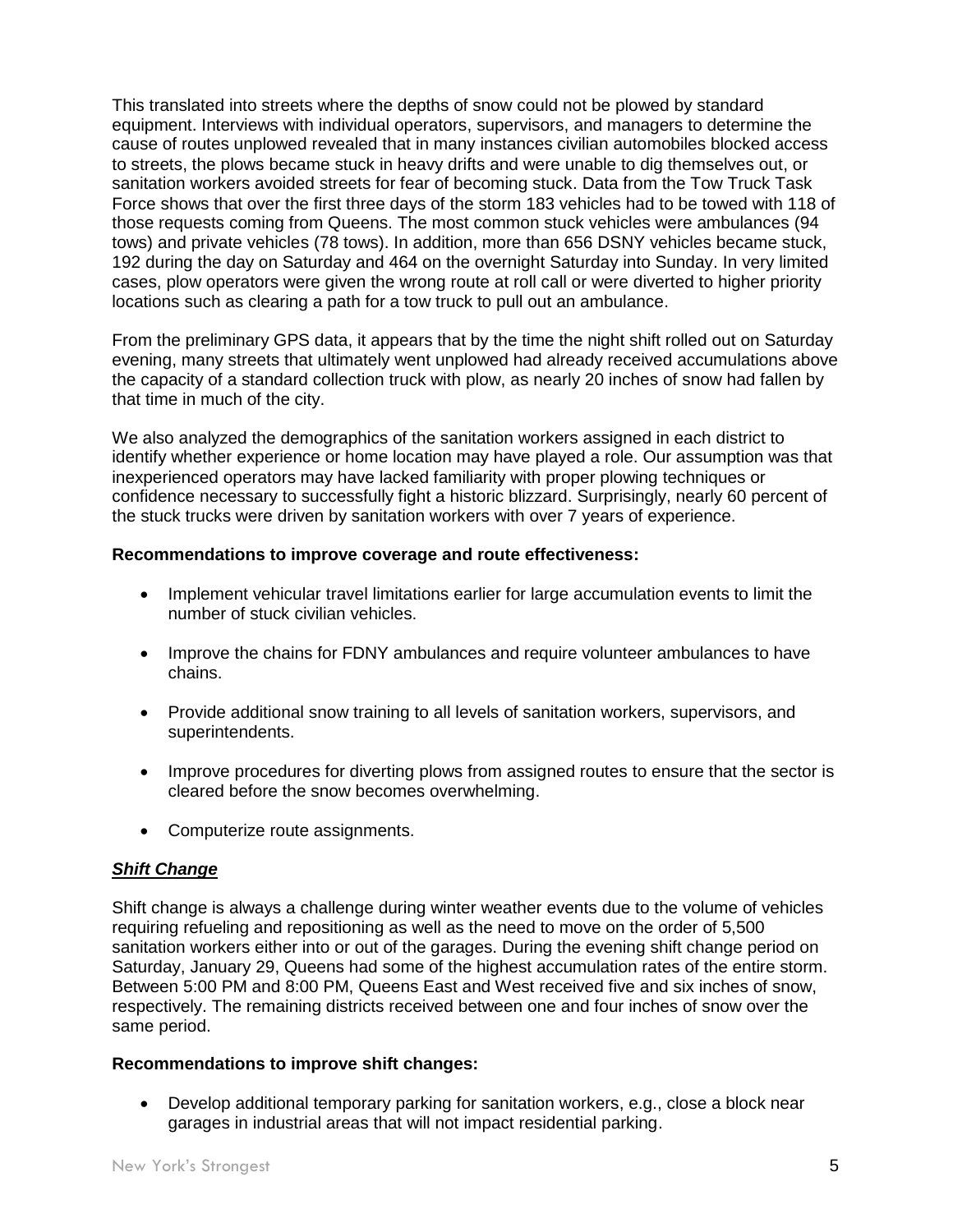This translated into streets where the depths of snow could not be plowed by standard equipment. Interviews with individual operators, supervisors, and managers to determine the cause of routes unplowed revealed that in many instances civilian automobiles blocked access to streets, the plows became stuck in heavy drifts and were unable to dig themselves out, or sanitation workers avoided streets for fear of becoming stuck. Data from the Tow Truck Task Force shows that over the first three days of the storm 183 vehicles had to be towed with 118 of those requests coming from Queens. The most common stuck vehicles were ambulances (94 tows) and private vehicles (78 tows). In addition, more than 656 DSNY vehicles became stuck, 192 during the day on Saturday and 464 on the overnight Saturday into Sunday. In very limited cases, plow operators were given the wrong route at roll call or were diverted to higher priority locations such as clearing a path for a tow truck to pull out an ambulance.

From the preliminary GPS data, it appears that by the time the night shift rolled out on Saturday evening, many streets that ultimately went unplowed had already received accumulations above the capacity of a standard collection truck with plow, as nearly 20 inches of snow had fallen by that time in much of the city.

We also analyzed the demographics of the sanitation workers assigned in each district to identify whether experience or home location may have played a role. Our assumption was that inexperienced operators may have lacked familiarity with proper plowing techniques or confidence necessary to successfully fight a historic blizzard. Surprisingly, nearly 60 percent of the stuck trucks were driven by sanitation workers with over 7 years of experience.

**Recommendations to improve coverage and route effectiveness:**

- Implement vehicular travel limitations earlier for large accumulation events to limit the number of stuck civilian vehicles.
- Improve the chains for FDNY ambulances and require volunteer ambulances to have chains.
- Provide additional snow training to all levels of sanitation workers, supervisors, and superintendents.
- Improve procedures for diverting plows from assigned routes to ensure that the sector is cleared before the snow becomes overwhelming.
- Computerize route assignments.

***Shift Change***

Shift change is always a challenge during winter weather events due to the volume of vehicles requiring refueling and repositioning as well as the need to move on the order of 5,500 sanitation workers either into or out of the garages. During the evening shift change period on Saturday, January 29, Queens had some of the highest accumulation rates of the entire storm. Between 5:00 PM and 8:00 PM, Queens East and West received five and six inches of snow, respectively. The remaining districts received between one and four inches of snow over the same period.

**Recommendations to improve shift changes:**

- Develop additional temporary parking for sanitation workers, e.g., close a block near garages in industrial areas that will not impact residential parking.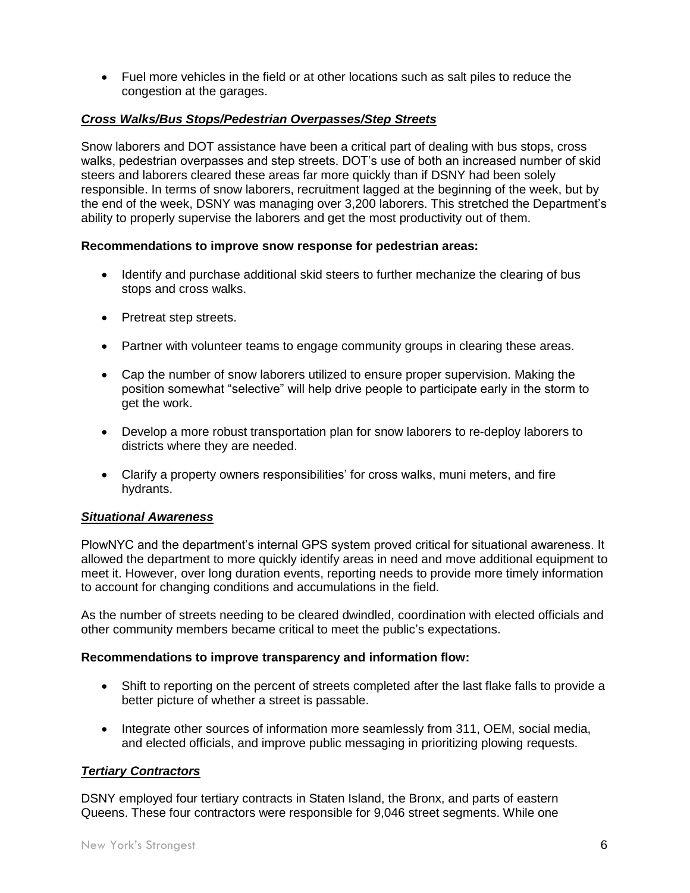- Fuel more vehicles in the field or at other locations such as salt piles to reduce the congestion at the garages.

### ***Cross Walks/Bus Stops/Pedestrian Overpasses/Step Streets***

Snow laborers and DOT assistance have been a critical part of dealing with bus stops, cross walks, pedestrian overpasses and step streets. DOT's use of both an increased number of skid steers and laborers cleared these areas far more quickly than if DSNY had been solely responsible. In terms of snow laborers, recruitment lagged at the beginning of the week, but by the end of the week, DSNY was managing over 3,200 laborers. This stretched the Department's ability to properly supervise the laborers and get the most productivity out of them.

**Recommendations to improve snow response for pedestrian areas:**

- Identify and purchase additional skid steers to further mechanize the clearing of bus stops and cross walks.
- Pretreat step streets.
- Partner with volunteer teams to engage community groups in clearing these areas.
- Cap the number of snow laborers utilized to ensure proper supervision. Making the position somewhat "selective" will help drive people to participate early in the storm to get the work.
- Develop a more robust transportation plan for snow laborers to re-deploy laborers to districts where they are needed.
- Clarify a property owners responsibilities' for cross walks, muni meters, and fire hydrants.

### ***Situational Awareness***

PlowNYC and the department's internal GPS system proved critical for situational awareness. It allowed the department to more quickly identify areas in need and move additional equipment to meet it. However, over long duration events, reporting needs to provide more timely information to account for changing conditions and accumulations in the field.

As the number of streets needing to be cleared dwindled, coordination with elected officials and other community members became critical to meet the public's expectations.

**Recommendations to improve transparency and information flow:**

- Shift to reporting on the percent of streets completed after the last flake falls to provide a better picture of whether a street is passable.
- Integrate other sources of information more seamlessly from 311, OEM, social media, and elected officials, and improve public messaging in prioritizing plowing requests.

### ***Tertiary Contractors***

DSNY employed four tertiary contracts in Staten Island, the Bronx, and parts of eastern Queens. These four contractors were responsible for 9,046 street segments. While one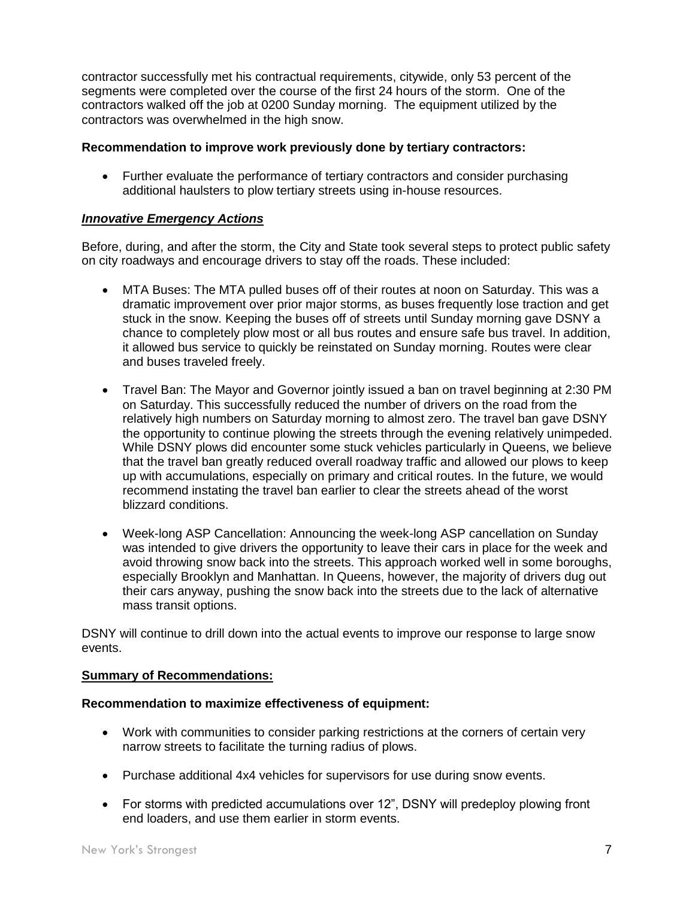contractor successfully met his contractual requirements, citywide, only 53 percent of the segments were completed over the course of the first 24 hours of the storm. One of the contractors walked off the job at 0200 Sunday morning. The equipment utilized by the contractors was overwhelmed in the high snow.

**Recommendation to improve work previously done by tertiary contractors:**

- Further evaluate the performance of tertiary contractors and consider purchasing additional haulsters to plow tertiary streets using in-house resources.

***Innovative Emergency Actions***

Before, during, and after the storm, the City and State took several steps to protect public safety on city roadways and encourage drivers to stay off the roads. These included:

- MTA Buses: The MTA pulled buses off of their routes at noon on Saturday. This was a dramatic improvement over prior major storms, as buses frequently lose traction and get stuck in the snow. Keeping the buses off of streets until Sunday morning gave DSNY a chance to completely plow most or all bus routes and ensure safe bus travel. In addition, it allowed bus service to quickly be reinstated on Sunday morning. Routes were clear and buses traveled freely.

- Travel Ban: The Mayor and Governor jointly issued a ban on travel beginning at 2:30 PM on Saturday. This successfully reduced the number of drivers on the road from the relatively high numbers on Saturday morning to almost zero. The travel ban gave DSNY the opportunity to continue plowing the streets through the evening relatively unimpeded. While DSNY plows did encounter some stuck vehicles particularly in Queens, we believe that the travel ban greatly reduced overall roadway traffic and allowed our plows to keep up with accumulations, especially on primary and critical routes. In the future, we would recommend instating the travel ban earlier to clear the streets ahead of the worst blizzard conditions.

- Week-long ASP Cancellation: Announcing the week-long ASP cancellation on Sunday was intended to give drivers the opportunity to leave their cars in place for the week and avoid throwing snow back into the streets. This approach worked well in some boroughs, especially Brooklyn and Manhattan. In Queens, however, the majority of drivers dug out their cars anyway, pushing the snow back into the streets due to the lack of alternative mass transit options.

DSNY will continue to drill down into the actual events to improve our response to large snow events.

**Summary of Recommendations:**

**Recommendation to maximize effectiveness of equipment:**

- Work with communities to consider parking restrictions at the corners of certain very narrow streets to facilitate the turning radius of plows.

- Purchase additional 4x4 vehicles for supervisors for use during snow events.

- For storms with predicted accumulations over 12", DSNY will predeploy plowing front end loaders, and use them earlier in storm events.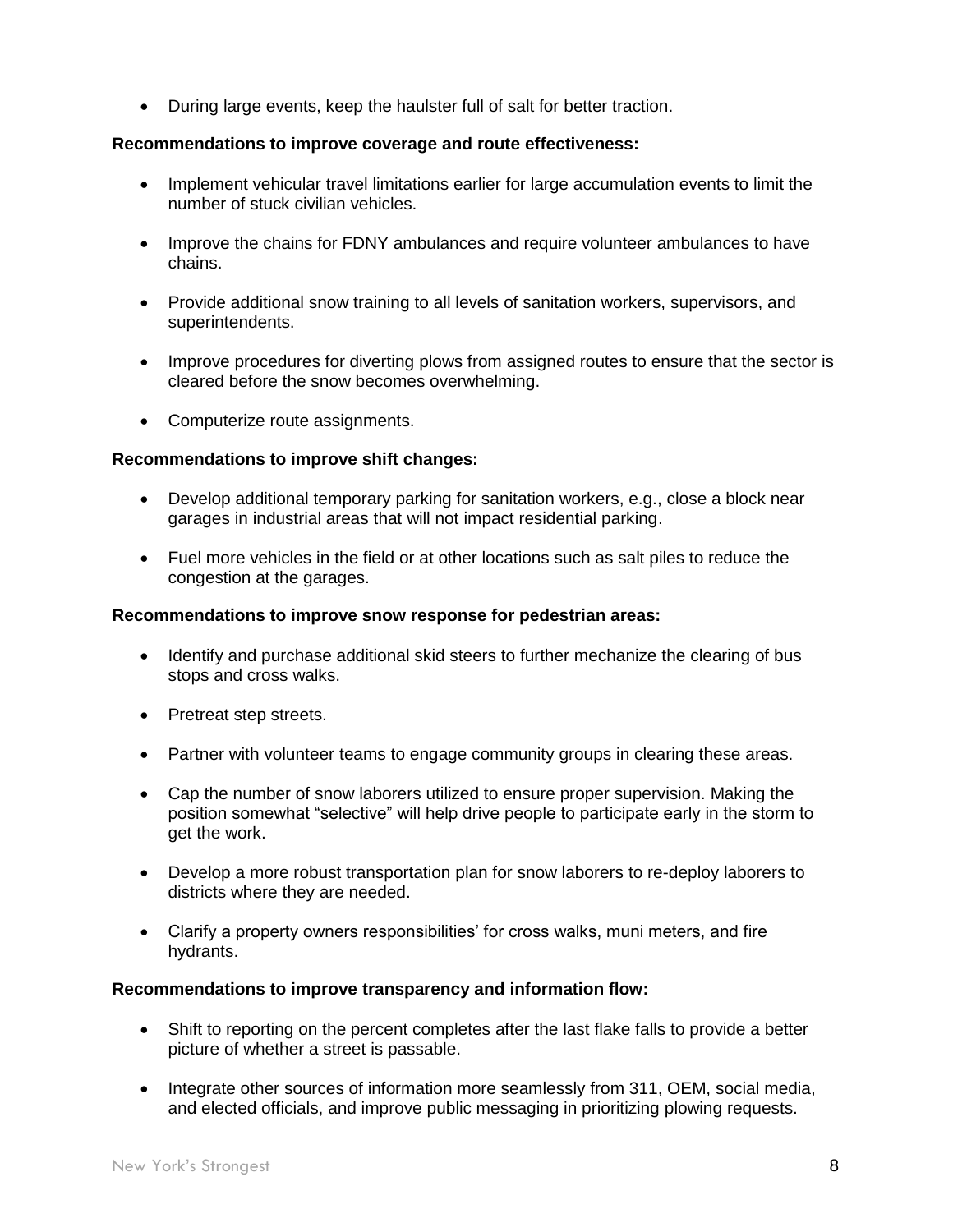- During large events, keep the haulster full of salt for better traction.

**Recommendations to improve coverage and route effectiveness:**

- Implement vehicular travel limitations earlier for large accumulation events to limit the number of stuck civilian vehicles.
- Improve the chains for FDNY ambulances and require volunteer ambulances to have chains.
- Provide additional snow training to all levels of sanitation workers, supervisors, and superintendents.
- Improve procedures for diverting plows from assigned routes to ensure that the sector is cleared before the snow becomes overwhelming.
- Computerize route assignments.

**Recommendations to improve shift changes:**

- Develop additional temporary parking for sanitation workers, e.g., close a block near garages in industrial areas that will not impact residential parking.
- Fuel more vehicles in the field or at other locations such as salt piles to reduce the congestion at the garages.

**Recommendations to improve snow response for pedestrian areas:**

- Identify and purchase additional skid steers to further mechanize the clearing of bus stops and cross walks.
- Pretreat step streets.
- Partner with volunteer teams to engage community groups in clearing these areas.
- Cap the number of snow laborers utilized to ensure proper supervision. Making the position somewhat "selective" will help drive people to participate early in the storm to get the work.
- Develop a more robust transportation plan for snow laborers to re-deploy laborers to districts where they are needed.
- Clarify a property owners responsibilities' for cross walks, muni meters, and fire hydrants.

**Recommendations to improve transparency and information flow:**

- Shift to reporting on the percent completes after the last flake falls to provide a better picture of whether a street is passable.
- Integrate other sources of information more seamlessly from 311, OEM, social media, and elected officials, and improve public messaging in prioritizing plowing requests.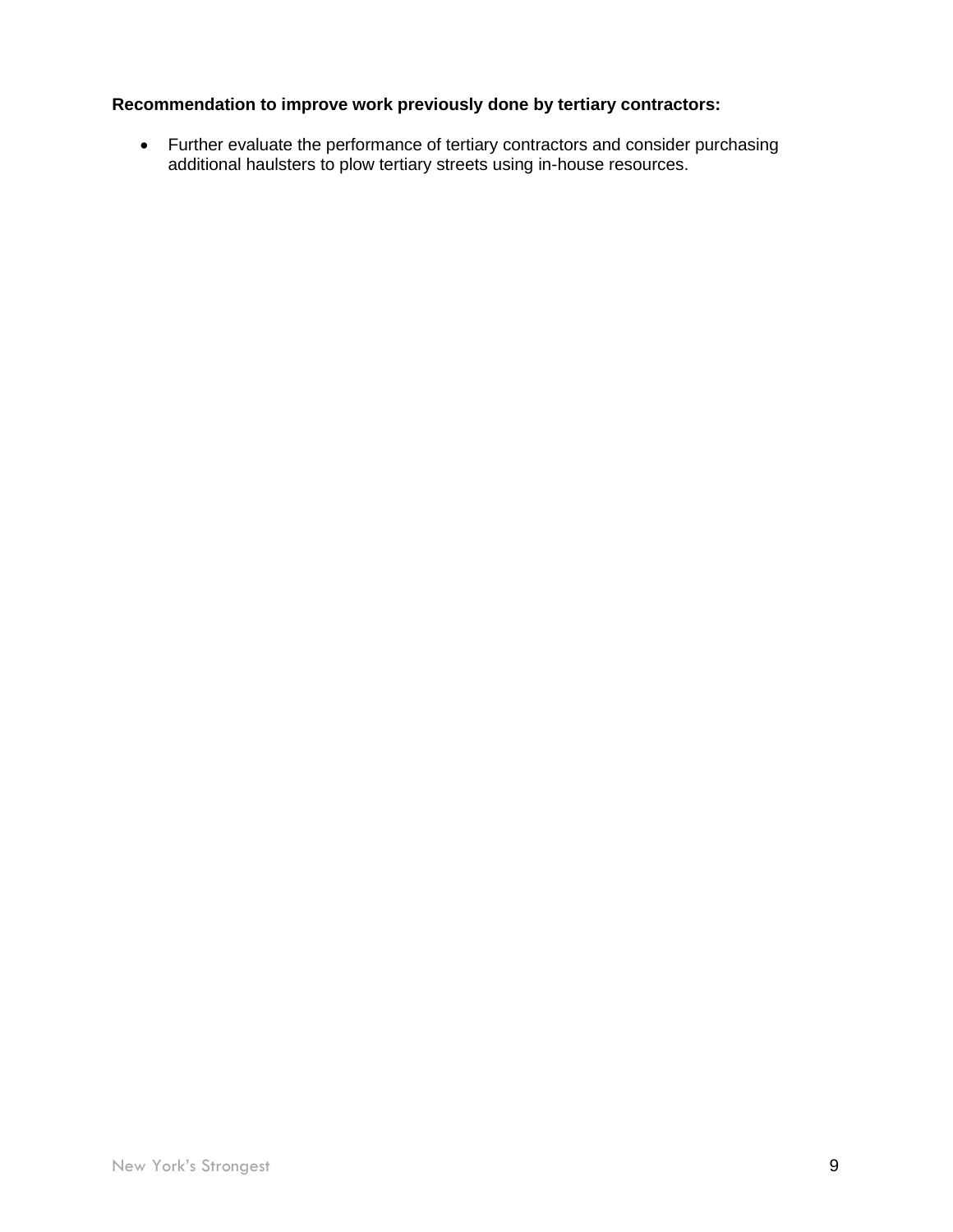**Recommendation to improve work previously done by tertiary contractors:**

- Further evaluate the performance of tertiary contractors and consider purchasing additional haulsters to plow tertiary streets using in-house resources.